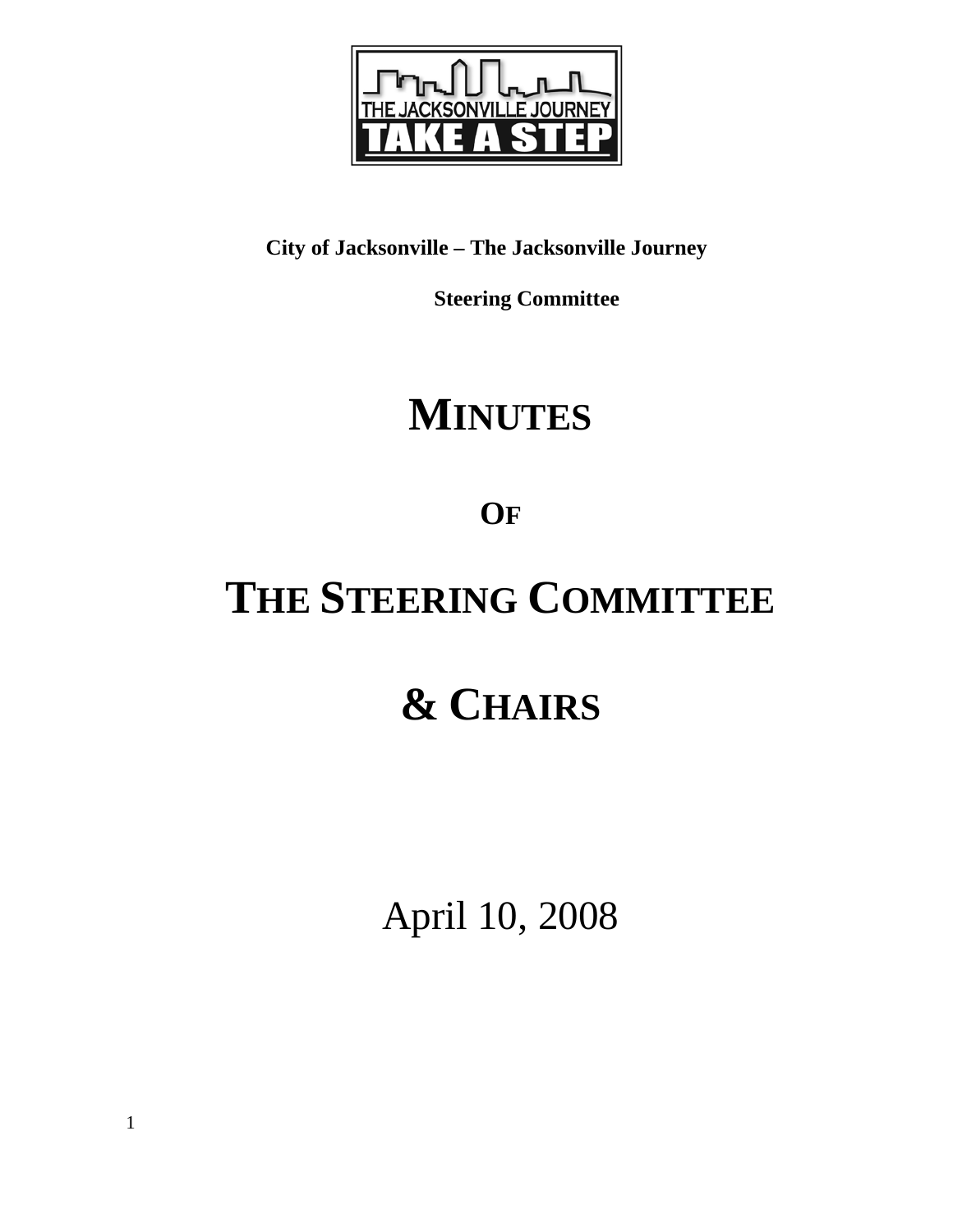**City of Jacksonville – The Jacksonville Journey**

**Steering Committee**

# MINUTES

## OF

# THE STEERING COMMITTEE

# & CHAIRS

April 10, 2008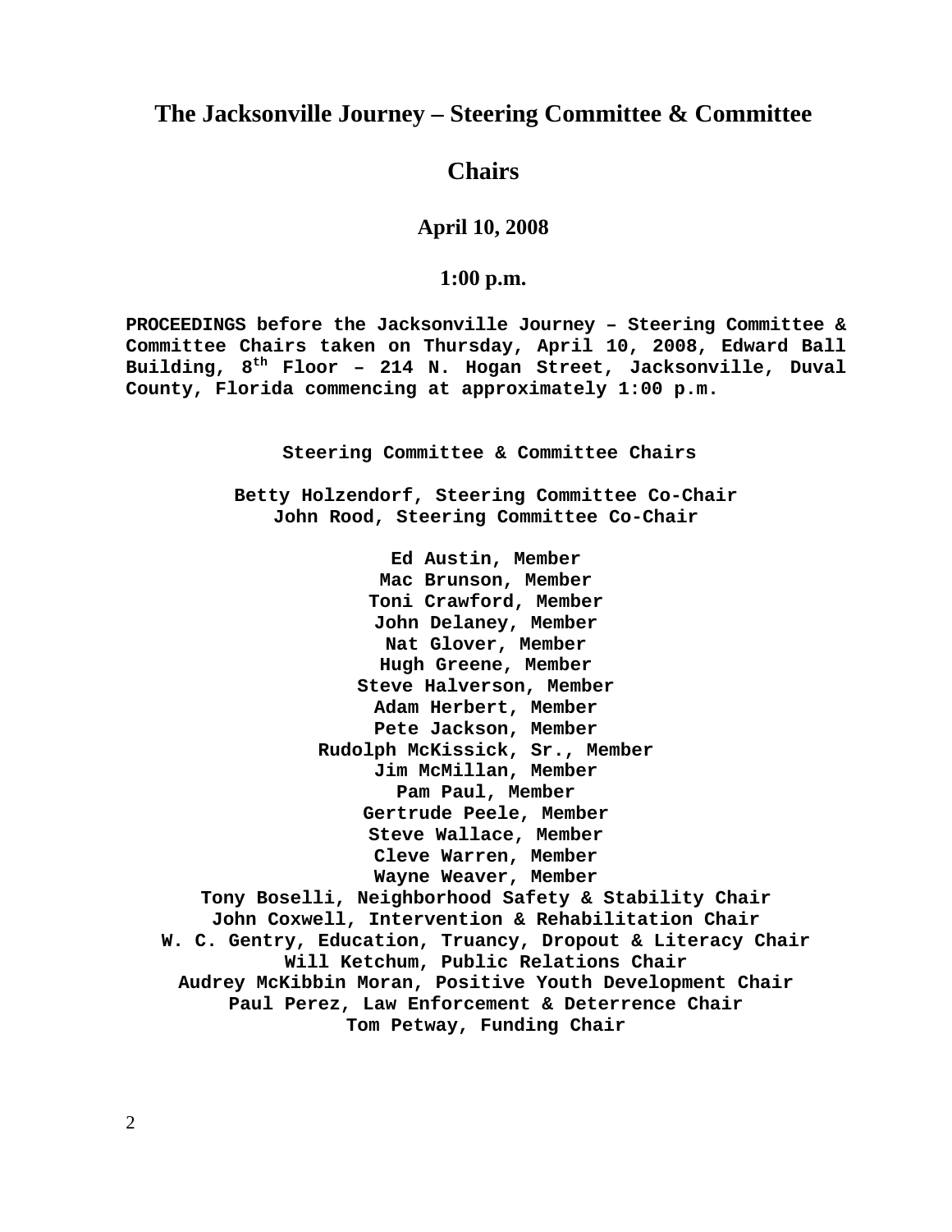# The Jacksonville Journey – Steering Committee & Committee Chairs

## April 10, 2008

## 1:00 p.m.

**PROCEEDINGS before the Jacksonville Journey – Steering Committee & Committee Chairs taken on Thursday, April 10, 2008, Edward Ball Building, 8th Floor – 214 N. Hogan Street, Jacksonville, Duval County, Florida commencing at approximately 1:00 p.m.**

**Steering Committee & Committee Chairs**

**Betty Holzendorf, Steering Committee Co-Chair**
**John Rood, Steering Committee Co-Chair**

**Ed Austin, Member**
**Mac Brunson, Member**
**Toni Crawford, Member**
**John Delaney, Member**
**Nat Glover, Member**
**Hugh Greene, Member**
**Steve Halverson, Member**
**Adam Herbert, Member**
**Pete Jackson, Member**
**Rudolph McKissick, Sr., Member**
**Jim McMillan, Member**
**Pam Paul, Member**
**Gertrude Peele, Member**
**Steve Wallace, Member**
**Cleve Warren, Member**
**Wayne Weaver, Member**
**Tony Boselli, Neighborhood Safety & Stability Chair**
**John Coxwell, Intervention & Rehabilitation Chair**
**W. C. Gentry, Education, Truancy, Dropout & Literacy Chair**
**Will Ketchum, Public Relations Chair**
**Audrey McKibbin Moran, Positive Youth Development Chair**
**Paul Perez, Law Enforcement & Deterrence Chair**
**Tom Petway, Funding Chair**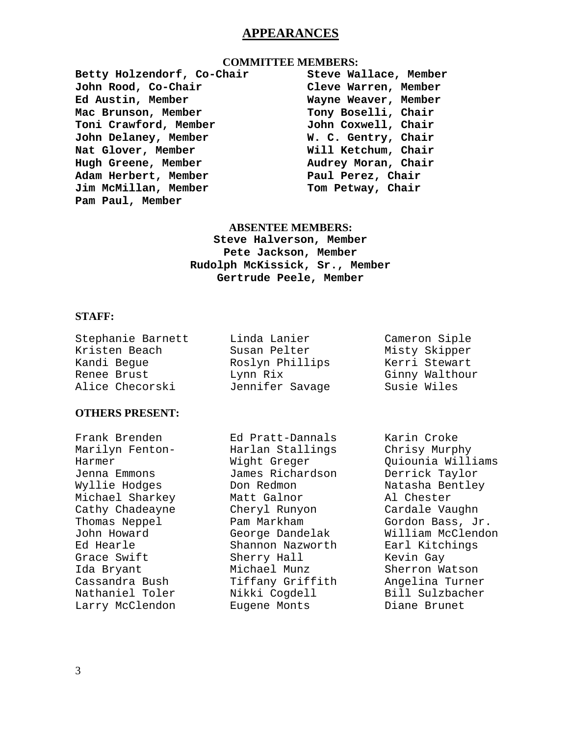# APPEARANCES

## COMMITTEE MEMBERS:

**Betty Holzendorf, Co-Chair**
**John Rood, Co-Chair**
**Ed Austin, Member**
**Mac Brunson, Member**
**Toni Crawford, Member**
**John Delaney, Member**
**Nat Glover, Member**
**Hugh Greene, Member**
**Adam Herbert, Member**
**Jim McMillan, Member**
**Pam Paul, Member**
**Steve Wallace, Member**
**Cleve Warren, Member**
**Wayne Weaver, Member**
**Tony Boselli, Chair**
**John Coxwell, Chair**
**W. C. Gentry, Chair**
**Will Ketchum, Chair**
**Audrey Moran, Chair**
**Paul Perez, Chair**
**Tom Petway, Chair**

## ABSENTEE MEMBERS:

**Steve Halverson, Member**
**Pete Jackson, Member**
**Rudolph McKissick, Sr., Member**
**Gertrude Peele, Member**

## STAFF:

Stephanie Barnett
Kristen Beach
Kandi Begue
Renee Brust
Alice Checorski
Linda Lanier
Susan Pelter
Roslyn Phillips
Lynn Rix
Jennifer Savage
Cameron Siple
Misty Skipper
Kerri Stewart
Ginny Walthour
Susie Wiles

## OTHERS PRESENT:

Frank Brenden
Marilyn Fenton-Harmer
Jenna Emmons
Wyllie Hodges
Michael Sharkey
Cathy Chadeayne
Thomas Neppel
John Howard
Ed Hearle
Grace Swift
Ida Bryant
Cassandra Bush
Nathaniel Toler
Larry McClendon
Ed Pratt-Dannals
Harlan Stallings
Wight Greger
James Richardson
Don Redmon
Matt Galnor
Cheryl Runyon
Pam Markham
George Dandelak
Shannon Nazworth
Sherry Hall
Michael Munz
Tiffany Griffith
Nikki Cogdell
Eugene Monts
Karin Croke
Chrisy Murphy
Quiounia Williams
Derrick Taylor
Natasha Bentley
Al Chester
Cardale Vaughn
Gordon Bass, Jr.
William McClendon
Earl Kitchings
Kevin Gay
Sherron Watson
Angelina Turner
Bill Sulzbacher
Diane Brunet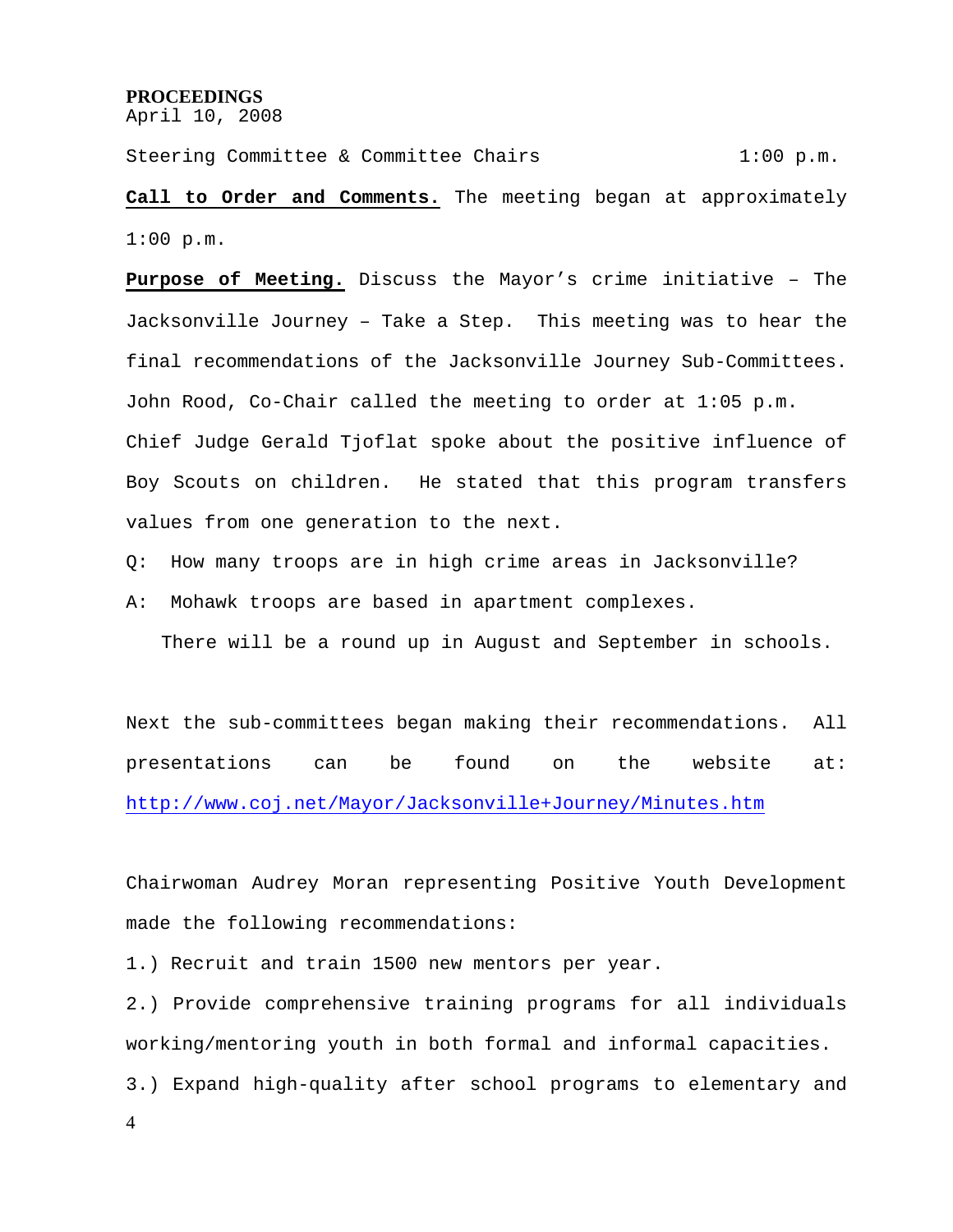**PROCEEDINGS**
April 10, 2008

Steering Committee & Committee Chairs 1:00 p.m.

**Call to Order and Comments.** The meeting began at approximately 1:00 p.m.

**Purpose of Meeting.** Discuss the Mayor's crime initiative – The Jacksonville Journey – Take a Step. This meeting was to hear the final recommendations of the Jacksonville Journey Sub-Committees. John Rood, Co-Chair called the meeting to order at 1:05 p.m.

Chief Judge Gerald Tjoflat spoke about the positive influence of Boy Scouts on children. He stated that this program transfers values from one generation to the next.

Q: How many troops are in high crime areas in Jacksonville?

A: Mohawk troops are based in apartment complexes.

There will be a round up in August and September in schools.

Next the sub-committees began making their recommendations. All presentations can be found on the website at: http://www.coj.net/Mayor/Jacksonville+Journey/Minutes.htm

Chairwoman Audrey Moran representing Positive Youth Development made the following recommendations:

1.) Recruit and train 1500 new mentors per year.

2.) Provide comprehensive training programs for all individuals working/mentoring youth in both formal and informal capacities.

3.) Expand high-quality after school programs to elementary and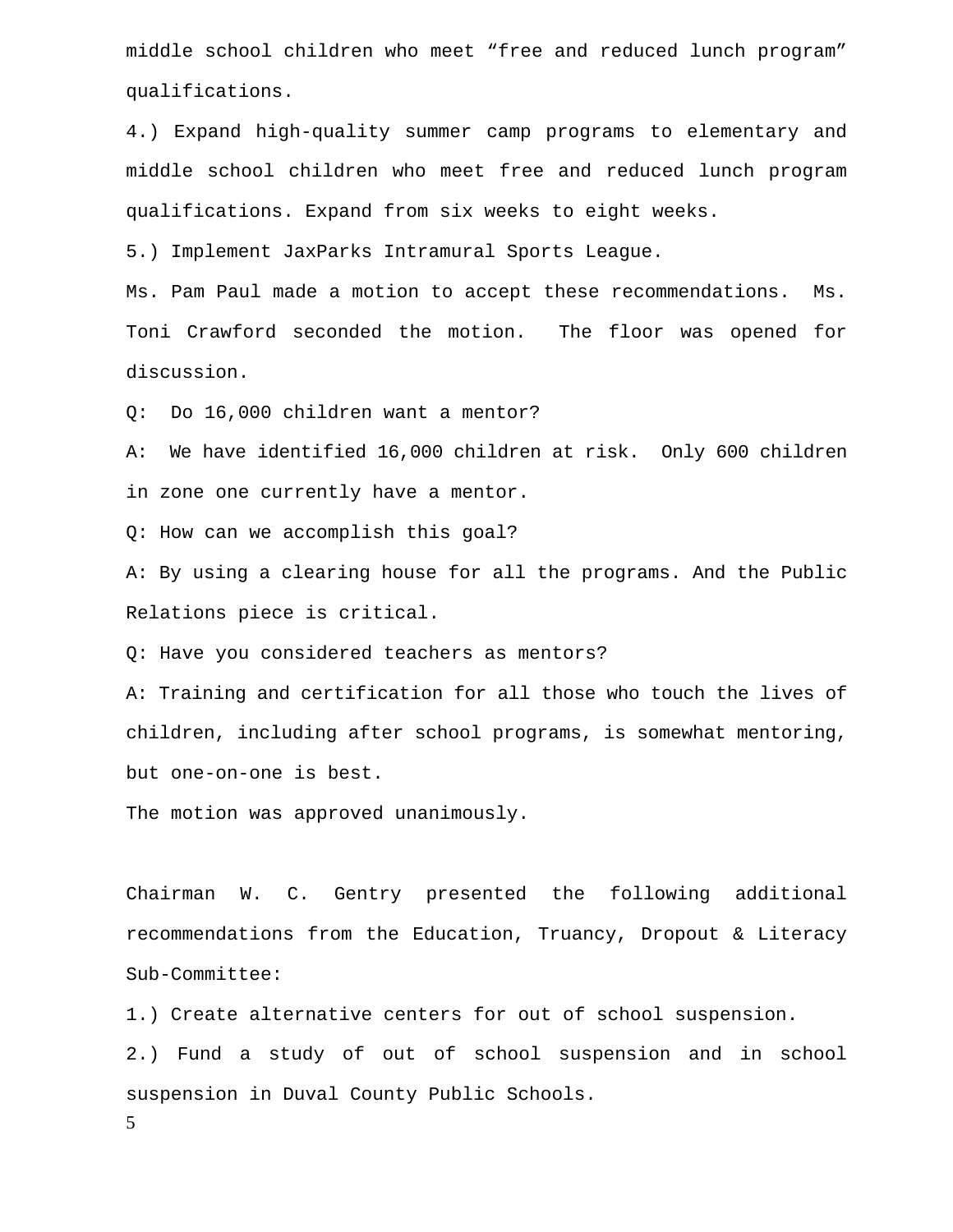middle school children who meet "free and reduced lunch program" qualifications.

4.) Expand high-quality summer camp programs to elementary and middle school children who meet free and reduced lunch program qualifications. Expand from six weeks to eight weeks.

5.) Implement JaxParks Intramural Sports League.

Ms. Pam Paul made a motion to accept these recommendations. Ms. Toni Crawford seconded the motion. The floor was opened for discussion.

Q: Do 16,000 children want a mentor?

A: We have identified 16,000 children at risk. Only 600 children in zone one currently have a mentor.

Q: How can we accomplish this goal?

A: By using a clearing house for all the programs. And the Public Relations piece is critical.

Q: Have you considered teachers as mentors?

A: Training and certification for all those who touch the lives of children, including after school programs, is somewhat mentoring, but one-on-one is best.

The motion was approved unanimously.

Chairman W. C. Gentry presented the following additional recommendations from the Education, Truancy, Dropout & Literacy Sub-Committee:

1.) Create alternative centers for out of school suspension.

2.) Fund a study of out of school suspension and in school suspension in Duval County Public Schools.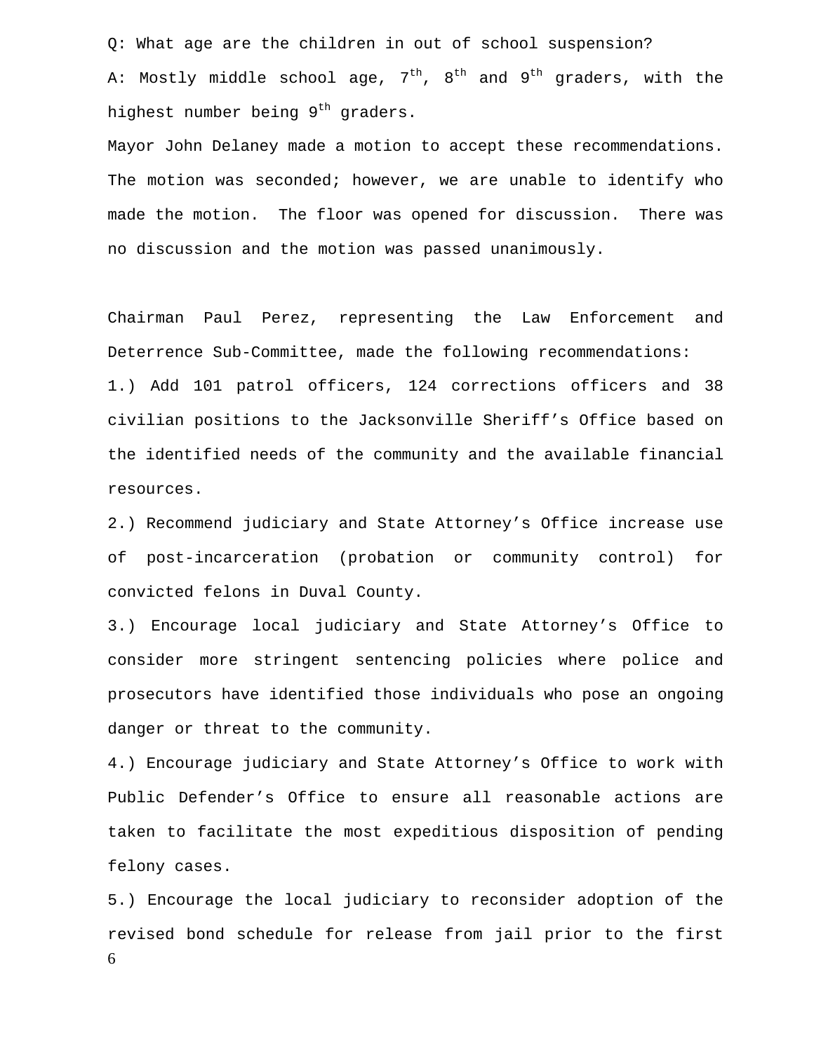Q: What age are the children in out of school suspension?

A: Mostly middle school age, 7th, 8th and 9th graders, with the highest number being 9th graders.

Mayor John Delaney made a motion to accept these recommendations. The motion was seconded; however, we are unable to identify who made the motion. The floor was opened for discussion. There was no discussion and the motion was passed unanimously.

Chairman Paul Perez, representing the Law Enforcement and Deterrence Sub-Committee, made the following recommendations:

1.) Add 101 patrol officers, 124 corrections officers and 38 civilian positions to the Jacksonville Sheriff's Office based on the identified needs of the community and the available financial resources.

2.) Recommend judiciary and State Attorney's Office increase use of post-incarceration (probation or community control) for convicted felons in Duval County.

3.) Encourage local judiciary and State Attorney's Office to consider more stringent sentencing policies where police and prosecutors have identified those individuals who pose an ongoing danger or threat to the community.

4.) Encourage judiciary and State Attorney's Office to work with Public Defender's Office to ensure all reasonable actions are taken to facilitate the most expeditious disposition of pending felony cases.

5.) Encourage the local judiciary to reconsider adoption of the revised bond schedule for release from jail prior to the first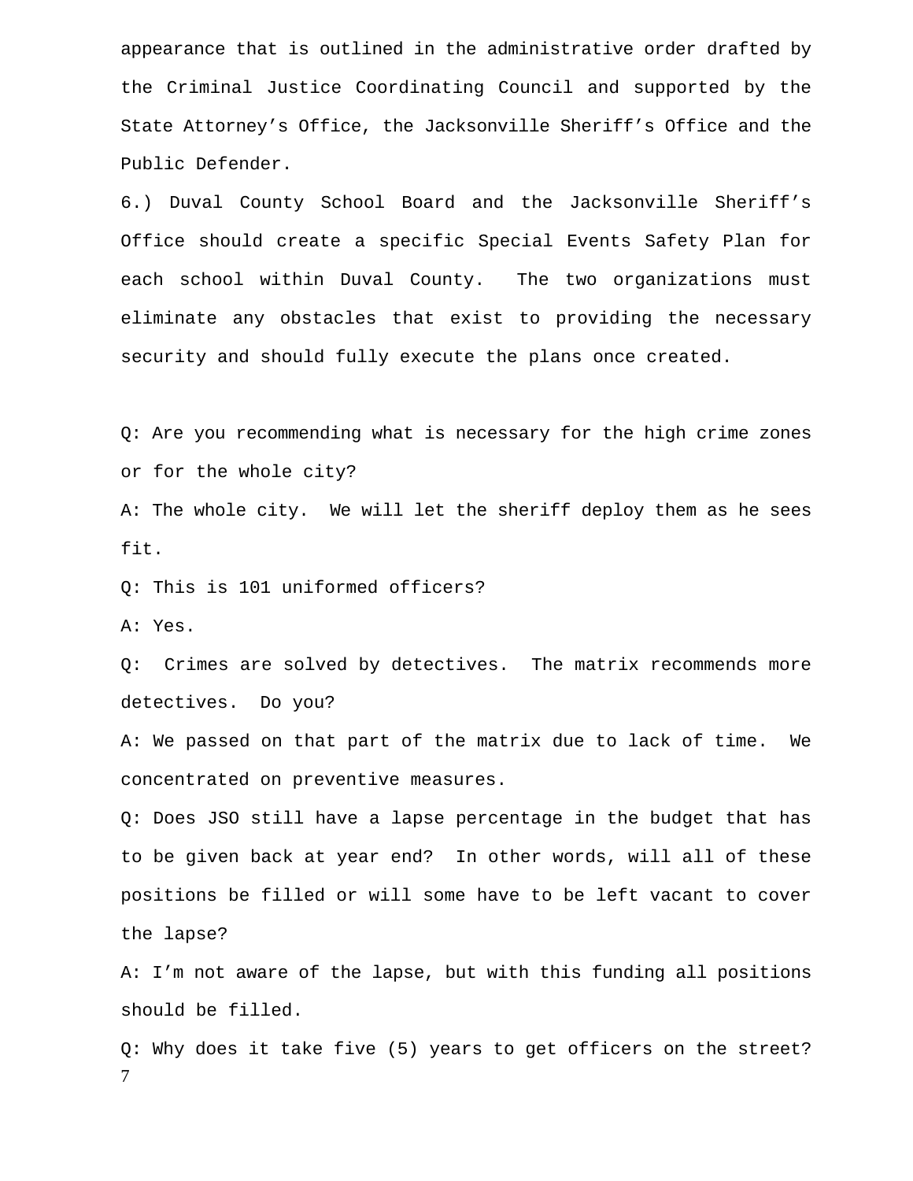appearance that is outlined in the administrative order drafted by the Criminal Justice Coordinating Council and supported by the State Attorney's Office, the Jacksonville Sheriff's Office and the Public Defender.

6.) Duval County School Board and the Jacksonville Sheriff's Office should create a specific Special Events Safety Plan for each school within Duval County. The two organizations must eliminate any obstacles that exist to providing the necessary security and should fully execute the plans once created.

Q: Are you recommending what is necessary for the high crime zones or for the whole city?

A: The whole city. We will let the sheriff deploy them as he sees fit.

Q: This is 101 uniformed officers?

A: Yes.

Q: Crimes are solved by detectives. The matrix recommends more detectives. Do you?

A: We passed on that part of the matrix due to lack of time. We concentrated on preventive measures.

Q: Does JSO still have a lapse percentage in the budget that has to be given back at year end? In other words, will all of these positions be filled or will some have to be left vacant to cover the lapse?

A: I'm not aware of the lapse, but with this funding all positions should be filled.

Q: Why does it take five (5) years to get officers on the street?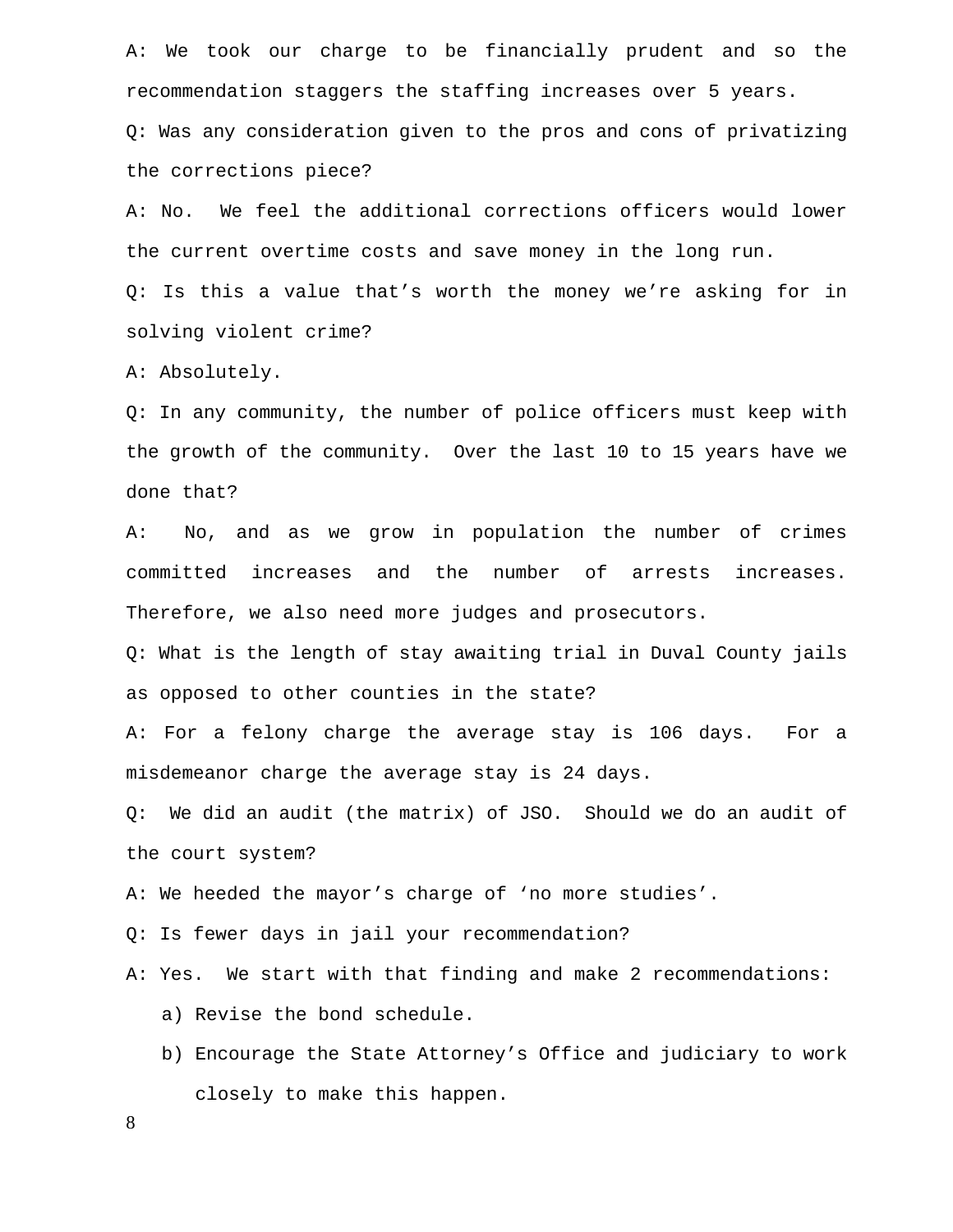A: We took our charge to be financially prudent and so the recommendation staggers the staffing increases over 5 years.

Q: Was any consideration given to the pros and cons of privatizing the corrections piece?

A: No. We feel the additional corrections officers would lower the current overtime costs and save money in the long run.

Q: Is this a value that's worth the money we're asking for in solving violent crime?

A: Absolutely.

Q: In any community, the number of police officers must keep with the growth of the community. Over the last 10 to 15 years have we done that?

A: No, and as we grow in population the number of crimes committed increases and the number of arrests increases. Therefore, we also need more judges and prosecutors.

Q: What is the length of stay awaiting trial in Duval County jails as opposed to other counties in the state?

A: For a felony charge the average stay is 106 days. For a misdemeanor charge the average stay is 24 days.

Q: We did an audit (the matrix) of JSO. Should we do an audit of the court system?

A: We heeded the mayor's charge of 'no more studies'.

Q: Is fewer days in jail your recommendation?

A: Yes. We start with that finding and make 2 recommendations:

a) Revise the bond schedule.
b) Encourage the State Attorney's Office and judiciary to work closely to make this happen.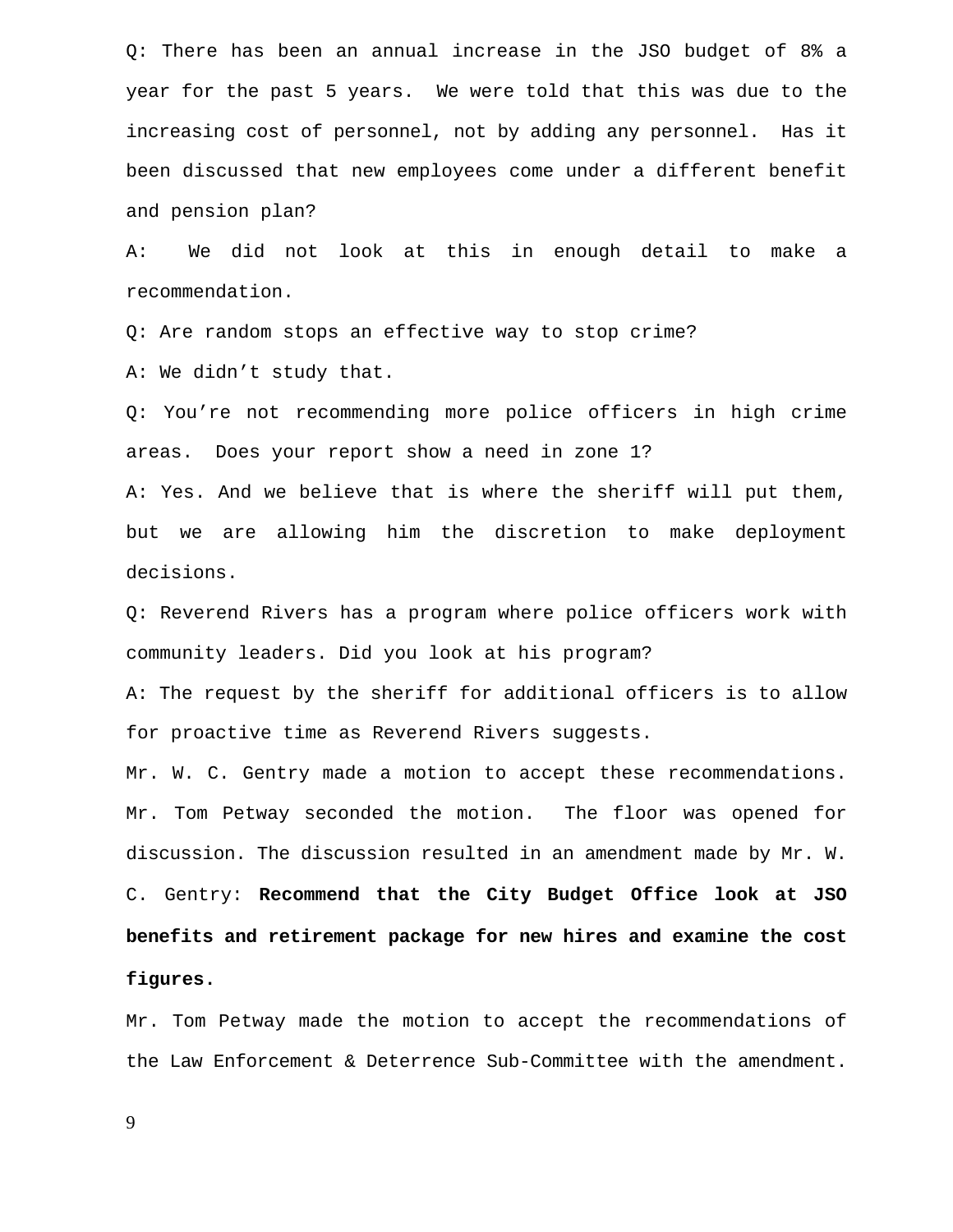Q: There has been an annual increase in the JSO budget of 8% a year for the past 5 years. We were told that this was due to the increasing cost of personnel, not by adding any personnel. Has it been discussed that new employees come under a different benefit and pension plan?

A: We did not look at this in enough detail to make a recommendation.

Q: Are random stops an effective way to stop crime?

A: We didn't study that.

Q: You're not recommending more police officers in high crime areas. Does your report show a need in zone 1?

A: Yes. And we believe that is where the sheriff will put them, but we are allowing him the discretion to make deployment decisions.

Q: Reverend Rivers has a program where police officers work with community leaders. Did you look at his program?

A: The request by the sheriff for additional officers is to allow for proactive time as Reverend Rivers suggests.

Mr. W. C. Gentry made a motion to accept these recommendations. Mr. Tom Petway seconded the motion. The floor was opened for discussion. The discussion resulted in an amendment made by Mr. W. C. Gentry: **Recommend that the City Budget Office look at JSO benefits and retirement package for new hires and examine the cost figures.**

Mr. Tom Petway made the motion to accept the recommendations of the Law Enforcement & Deterrence Sub-Committee with the amendment.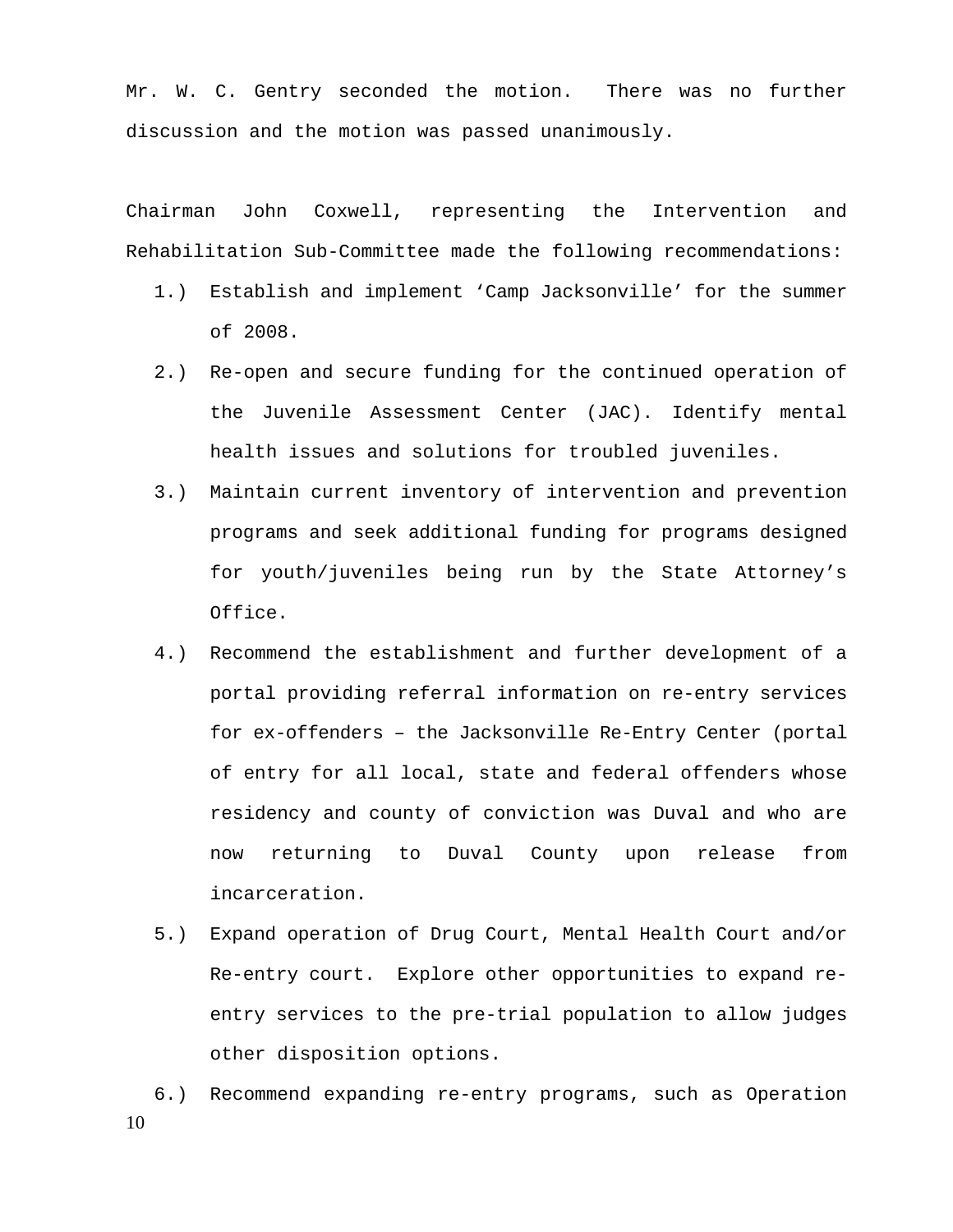Mr. W. C. Gentry seconded the motion. There was no further discussion and the motion was passed unanimously.

Chairman John Coxwell, representing the Intervention and Rehabilitation Sub-Committee made the following recommendations:

1.) Establish and implement 'Camp Jacksonville' for the summer of 2008.
2.) Re-open and secure funding for the continued operation of the Juvenile Assessment Center (JAC). Identify mental health issues and solutions for troubled juveniles.
3.) Maintain current inventory of intervention and prevention programs and seek additional funding for programs designed for youth/juveniles being run by the State Attorney's Office.
4.) Recommend the establishment and further development of a portal providing referral information on re-entry services for ex-offenders – the Jacksonville Re-Entry Center (portal of entry for all local, state and federal offenders whose residency and county of conviction was Duval and who are now returning to Duval County upon release from incarceration.
5.) Expand operation of Drug Court, Mental Health Court and/or Re-entry court. Explore other opportunities to expand re-entry services to the pre-trial population to allow judges other disposition options.
6.) Recommend expanding re-entry programs, such as Operation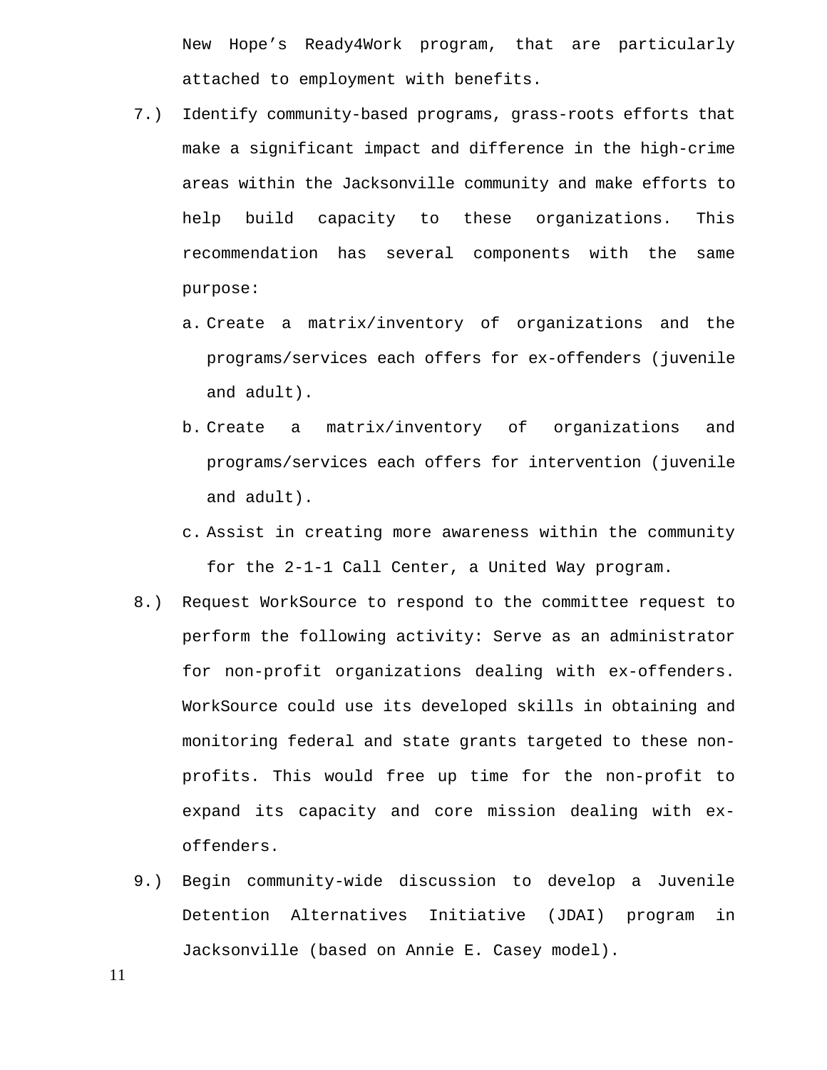New Hope's Ready4Work program, that are particularly attached to employment with benefits.

7.) Identify community-based programs, grass-roots efforts that make a significant impact and difference in the high-crime areas within the Jacksonville community and make efforts to help build capacity to these organizations. This recommendation has several components with the same purpose:

    a. Create a matrix/inventory of organizations and the programs/services each offers for ex-offenders (juvenile and adult).

    b. Create a matrix/inventory of organizations and programs/services each offers for intervention (juvenile and adult).

    c. Assist in creating more awareness within the community for the 2-1-1 Call Center, a United Way program.

8.) Request WorkSource to respond to the committee request to perform the following activity: Serve as an administrator for non-profit organizations dealing with ex-offenders. WorkSource could use its developed skills in obtaining and monitoring federal and state grants targeted to these non-profits. This would free up time for the non-profit to expand its capacity and core mission dealing with ex-offenders.

9.) Begin community-wide discussion to develop a Juvenile Detention Alternatives Initiative (JDAI) program in Jacksonville (based on Annie E. Casey model).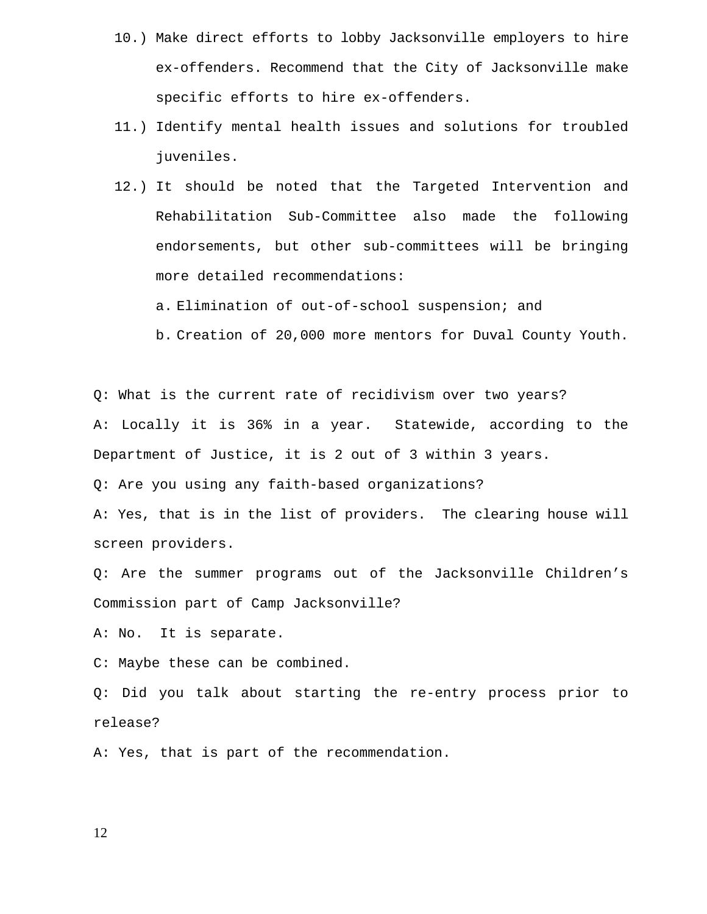10.) Make direct efforts to lobby Jacksonville employers to hire ex-offenders. Recommend that the City of Jacksonville make specific efforts to hire ex-offenders.

11.) Identify mental health issues and solutions for troubled juveniles.

12.) It should be noted that the Targeted Intervention and Rehabilitation Sub-Committee also made the following endorsements, but other sub-committees will be bringing more detailed recommendations:

   a. Elimination of out-of-school suspension; and

   b. Creation of 20,000 more mentors for Duval County Youth.

Q: What is the current rate of recidivism over two years?

A: Locally it is 36% in a year. Statewide, according to the Department of Justice, it is 2 out of 3 within 3 years.

Q: Are you using any faith-based organizations?

A: Yes, that is in the list of providers. The clearing house will screen providers.

Q: Are the summer programs out of the Jacksonville Children's Commission part of Camp Jacksonville?

A: No. It is separate.

C: Maybe these can be combined.

Q: Did you talk about starting the re-entry process prior to release?

A: Yes, that is part of the recommendation.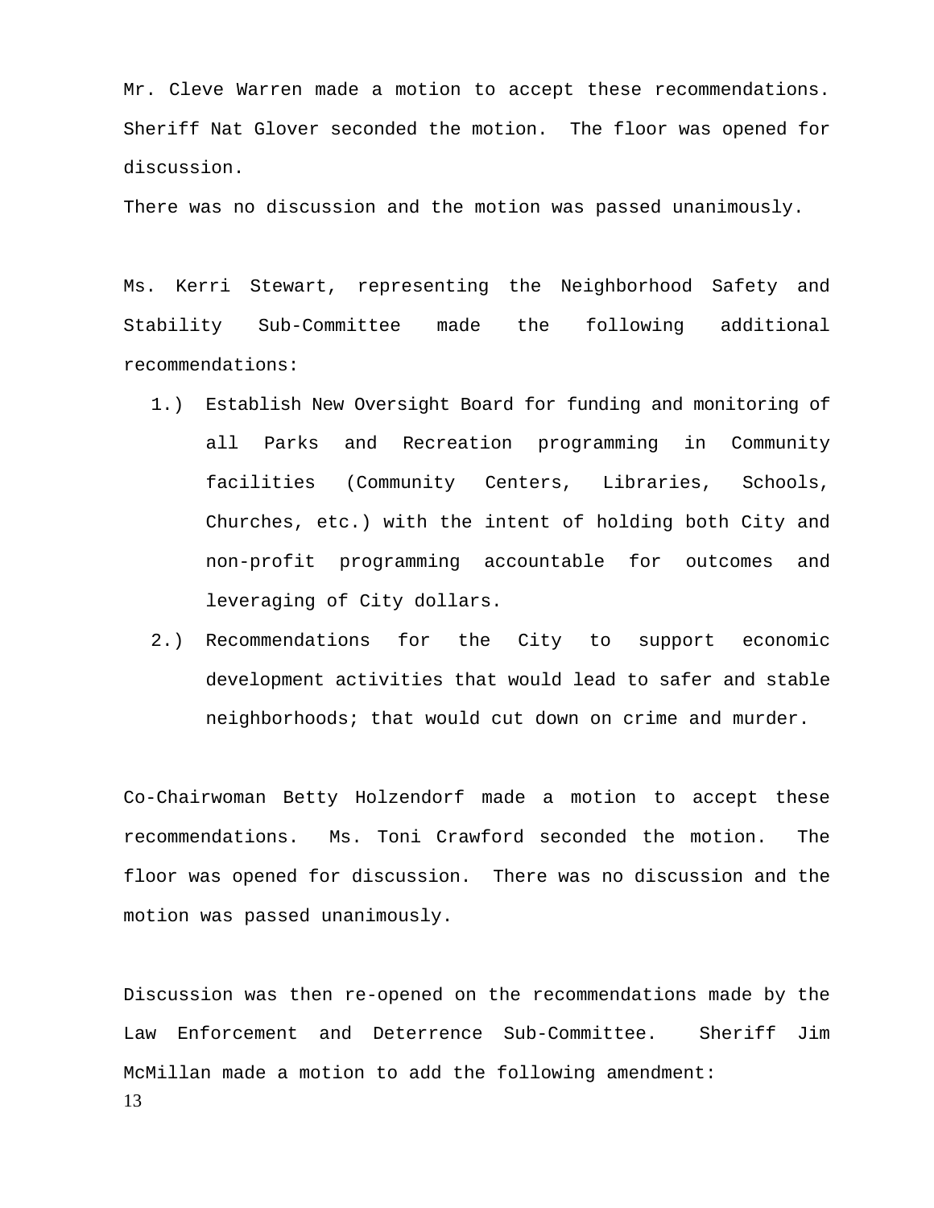Mr. Cleve Warren made a motion to accept these recommendations. Sheriff Nat Glover seconded the motion. The floor was opened for discussion.

There was no discussion and the motion was passed unanimously.

Ms. Kerri Stewart, representing the Neighborhood Safety and Stability Sub-Committee made the following additional recommendations:

1.) Establish New Oversight Board for funding and monitoring of all Parks and Recreation programming in Community facilities (Community Centers, Libraries, Schools, Churches, etc.) with the intent of holding both City and non-profit programming accountable for outcomes and leveraging of City dollars.
2.) Recommendations for the City to support economic development activities that would lead to safer and stable neighborhoods; that would cut down on crime and murder.

Co-Chairwoman Betty Holzendorf made a motion to accept these recommendations. Ms. Toni Crawford seconded the motion. The floor was opened for discussion. There was no discussion and the motion was passed unanimously.

Discussion was then re-opened on the recommendations made by the Law Enforcement and Deterrence Sub-Committee. Sheriff Jim McMillan made a motion to add the following amendment: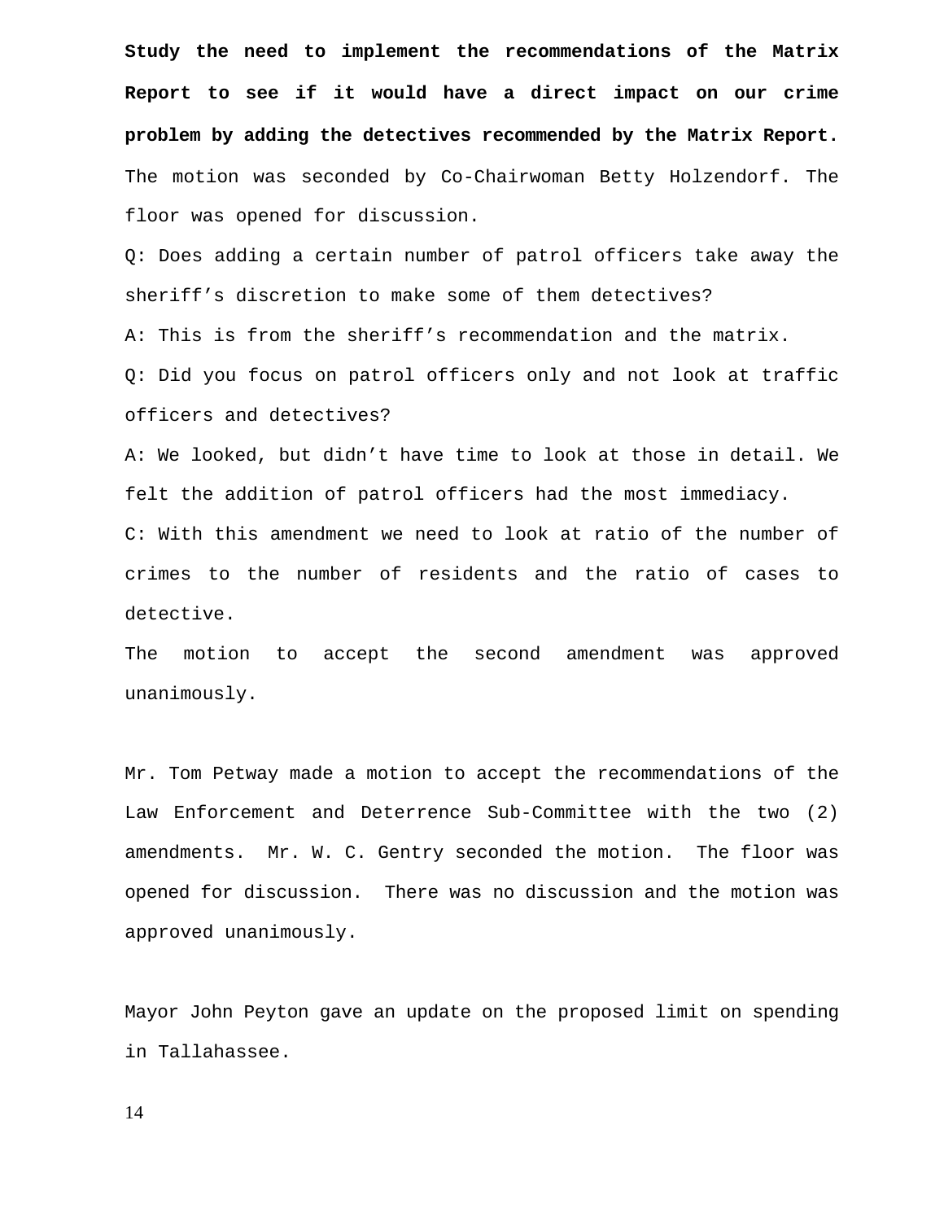**Study the need to implement the recommendations of the Matrix Report to see if it would have a direct impact on our crime problem by adding the detectives recommended by the Matrix Report.** The motion was seconded by Co-Chairwoman Betty Holzendorf. The floor was opened for discussion.

Q: Does adding a certain number of patrol officers take away the sheriff's discretion to make some of them detectives?

A: This is from the sheriff's recommendation and the matrix.

Q: Did you focus on patrol officers only and not look at traffic officers and detectives?

A: We looked, but didn't have time to look at those in detail. We felt the addition of patrol officers had the most immediacy.

C: With this amendment we need to look at ratio of the number of crimes to the number of residents and the ratio of cases to detective.

The motion to accept the second amendment was approved unanimously.

Mr. Tom Petway made a motion to accept the recommendations of the Law Enforcement and Deterrence Sub-Committee with the two (2) amendments. Mr. W. C. Gentry seconded the motion. The floor was opened for discussion. There was no discussion and the motion was approved unanimously.

Mayor John Peyton gave an update on the proposed limit on spending in Tallahassee.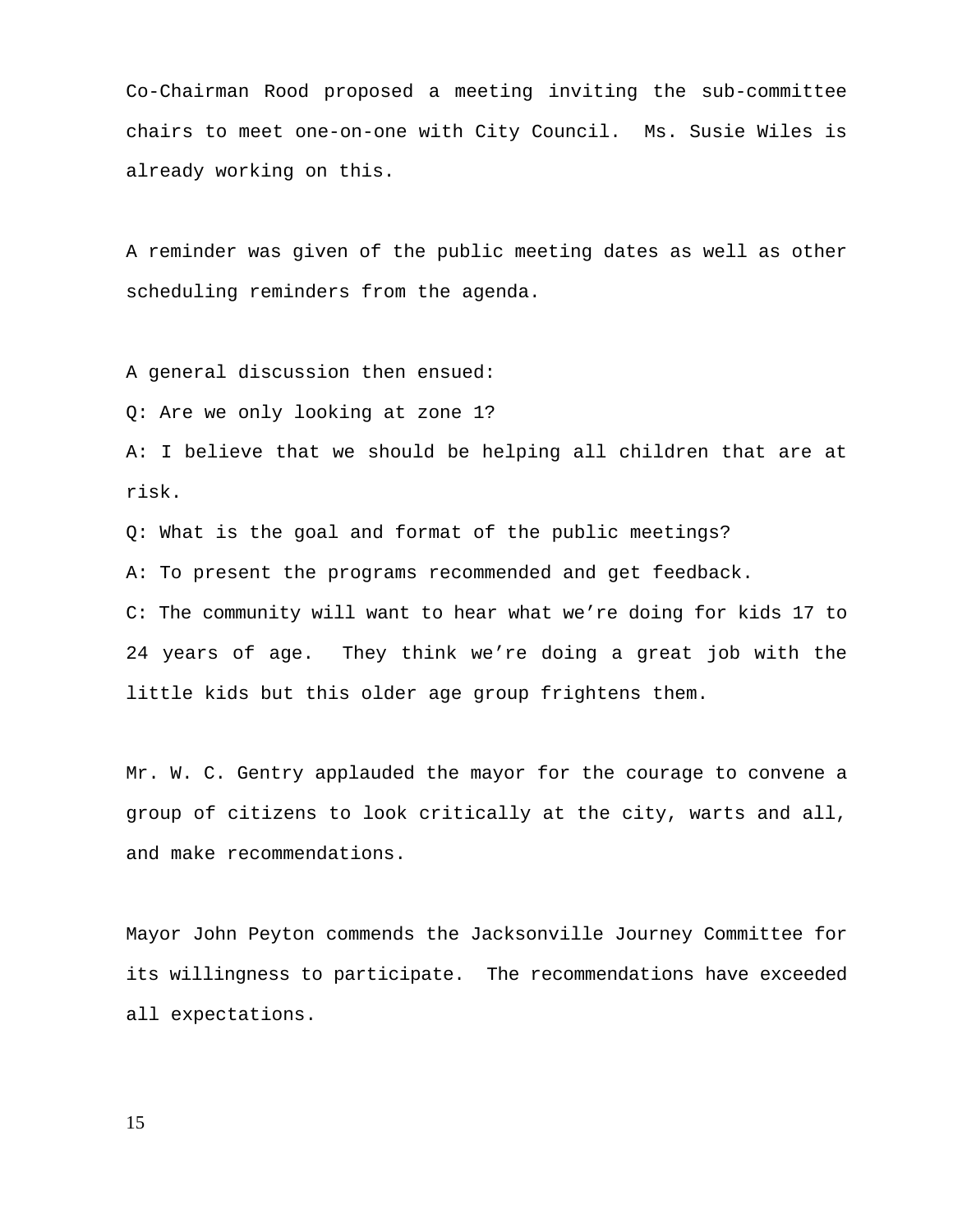Co-Chairman Rood proposed a meeting inviting the sub-committee chairs to meet one-on-one with City Council.  Ms. Susie Wiles is already working on this.

A reminder was given of the public meeting dates as well as other scheduling reminders from the agenda.

A general discussion then ensued:

Q: Are we only looking at zone 1?

A: I believe that we should be helping all children that are at risk.

Q: What is the goal and format of the public meetings?

A: To present the programs recommended and get feedback.

C: The community will want to hear what we're doing for kids 17 to 24 years of age.  They think we're doing a great job with the little kids but this older age group frightens them.

Mr. W. C. Gentry applauded the mayor for the courage to convene a group of citizens to look critically at the city, warts and all, and make recommendations.

Mayor John Peyton commends the Jacksonville Journey Committee for its willingness to participate.  The recommendations have exceeded all expectations.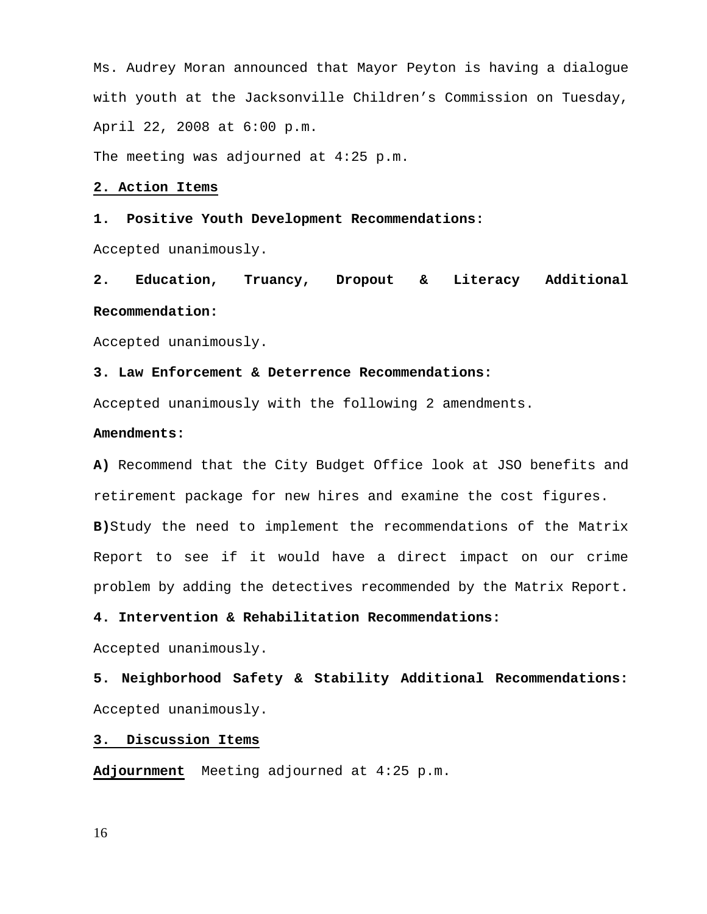Ms. Audrey Moran announced that Mayor Peyton is having a dialogue with youth at the Jacksonville Children's Commission on Tuesday, April 22, 2008 at 6:00 p.m.

The meeting was adjourned at 4:25 p.m.

## 2. Action Items

**1. Positive Youth Development Recommendations:**

Accepted unanimously.

**2. Education, Truancy, Dropout & Literacy Additional Recommendation:**

Accepted unanimously.

**3. Law Enforcement & Deterrence Recommendations:**

Accepted unanimously with the following 2 amendments.

**Amendments:**

**A)** Recommend that the City Budget Office look at JSO benefits and retirement package for new hires and examine the cost figures.

**B)** Study the need to implement the recommendations of the Matrix Report to see if it would have a direct impact on our crime problem by adding the detectives recommended by the Matrix Report.

**4. Intervention & Rehabilitation Recommendations:**

Accepted unanimously.

**5. Neighborhood Safety & Stability Additional Recommendations:**

Accepted unanimously.

## 3. Discussion Items

**Adjournment** Meeting adjourned at 4:25 p.m.